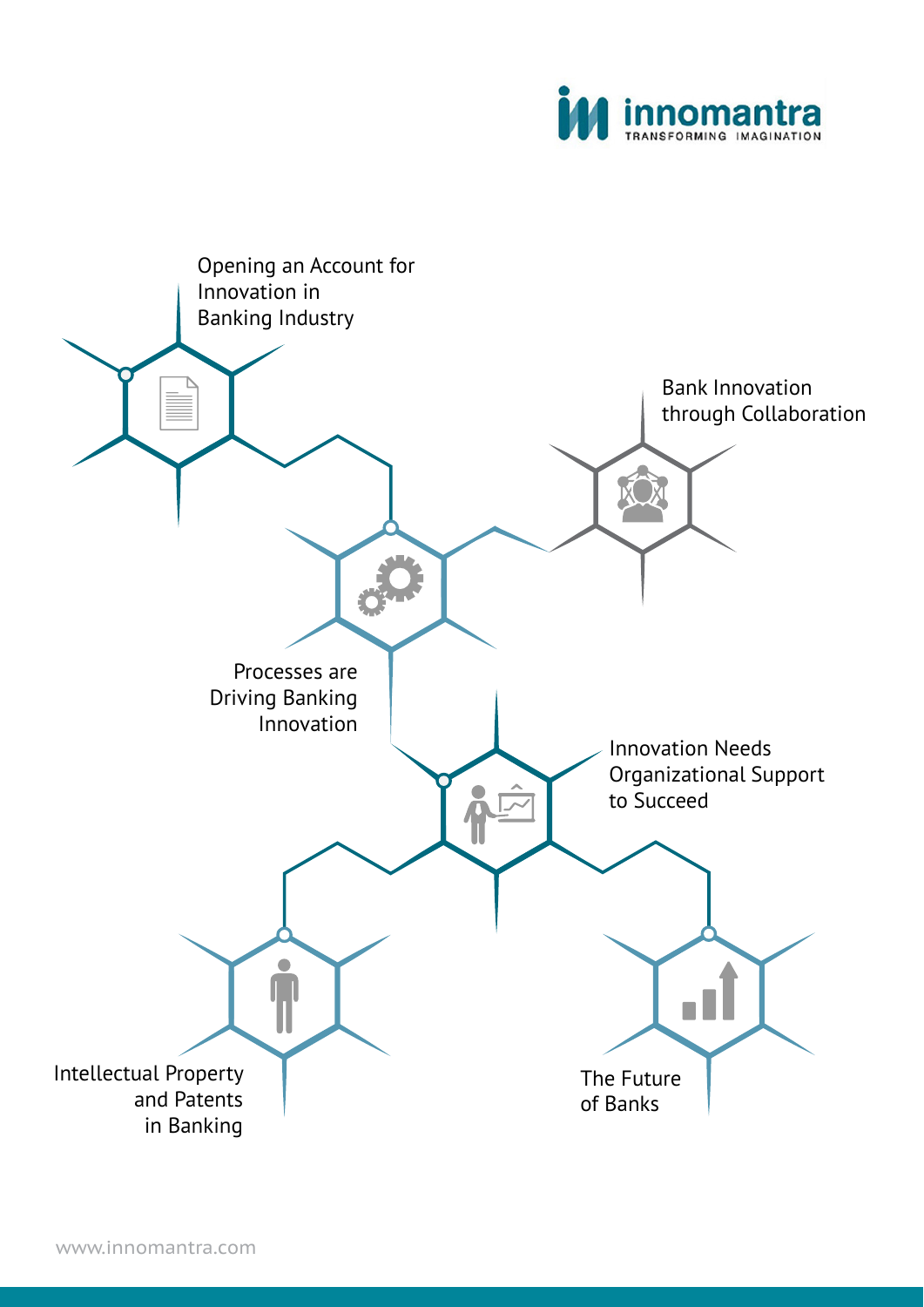innomantra
TRANSFORMING IMAGINATION

- Opening an Account for Innovation in Banking Industry
- Bank Innovation through Collaboration
- Processes are Driving Banking Innovation
- Innovation Needs Organizational Support to Succeed
- Intellectual Property and Patents in Banking
- The Future of Banks

www.innomantra.com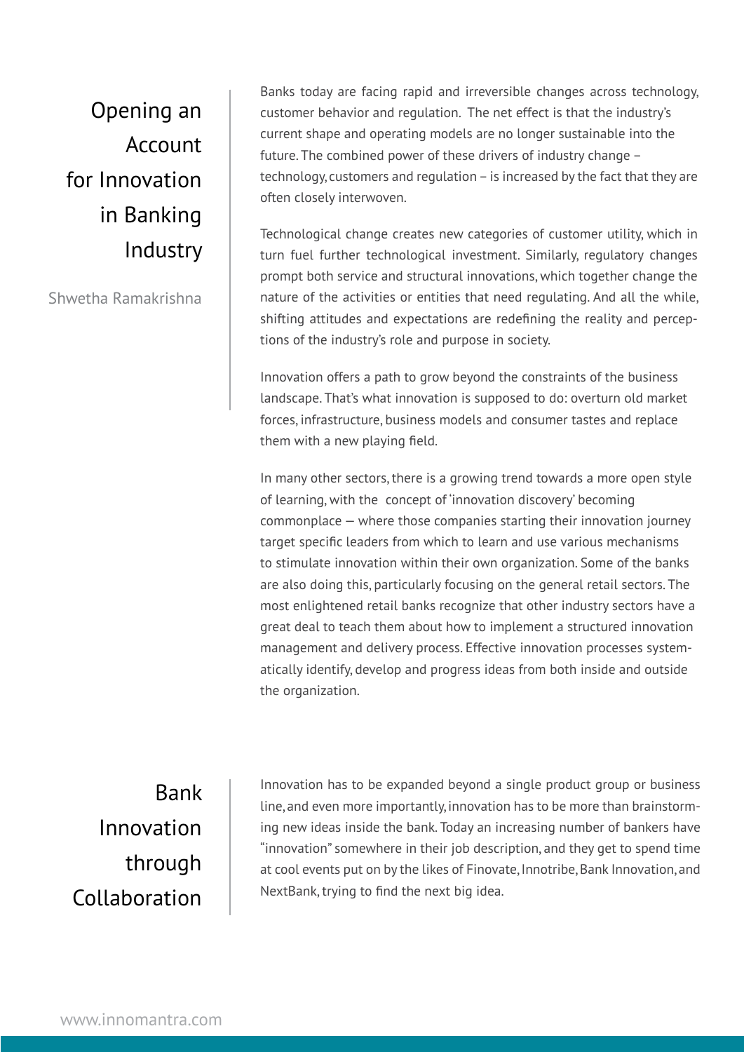# Opening an Account for Innovation in Banking Industry

Shwetha Ramakrishna

Banks today are facing rapid and irreversible changes across technology, customer behavior and regulation. The net effect is that the industry's current shape and operating models are no longer sustainable into the future. The combined power of these drivers of industry change – technology, customers and regulation – is increased by the fact that they are often closely interwoven.

Technological change creates new categories of customer utility, which in turn fuel further technological investment. Similarly, regulatory changes prompt both service and structural innovations, which together change the nature of the activities or entities that need regulating. And all the while, shifting attitudes and expectations are redefining the reality and perceptions of the industry's role and purpose in society.

Innovation offers a path to grow beyond the constraints of the business landscape. That's what innovation is supposed to do: overturn old market forces, infrastructure, business models and consumer tastes and replace them with a new playing field.

In many other sectors, there is a growing trend towards a more open style of learning, with the concept of 'innovation discovery' becoming commonplace — where those companies starting their innovation journey target specific leaders from which to learn and use various mechanisms to stimulate innovation within their own organization. Some of the banks are also doing this, particularly focusing on the general retail sectors. The most enlightened retail banks recognize that other industry sectors have a great deal to teach them about how to implement a structured innovation management and delivery process. Effective innovation processes systematically identify, develop and progress ideas from both inside and outside the organization.

## Bank Innovation through Collaboration

Innovation has to be expanded beyond a single product group or business line, and even more importantly, innovation has to be more than brainstorming new ideas inside the bank. Today an increasing number of bankers have "innovation" somewhere in their job description, and they get to spend time at cool events put on by the likes of Finovate, Innotribe, Bank Innovation, and NextBank, trying to find the next big idea.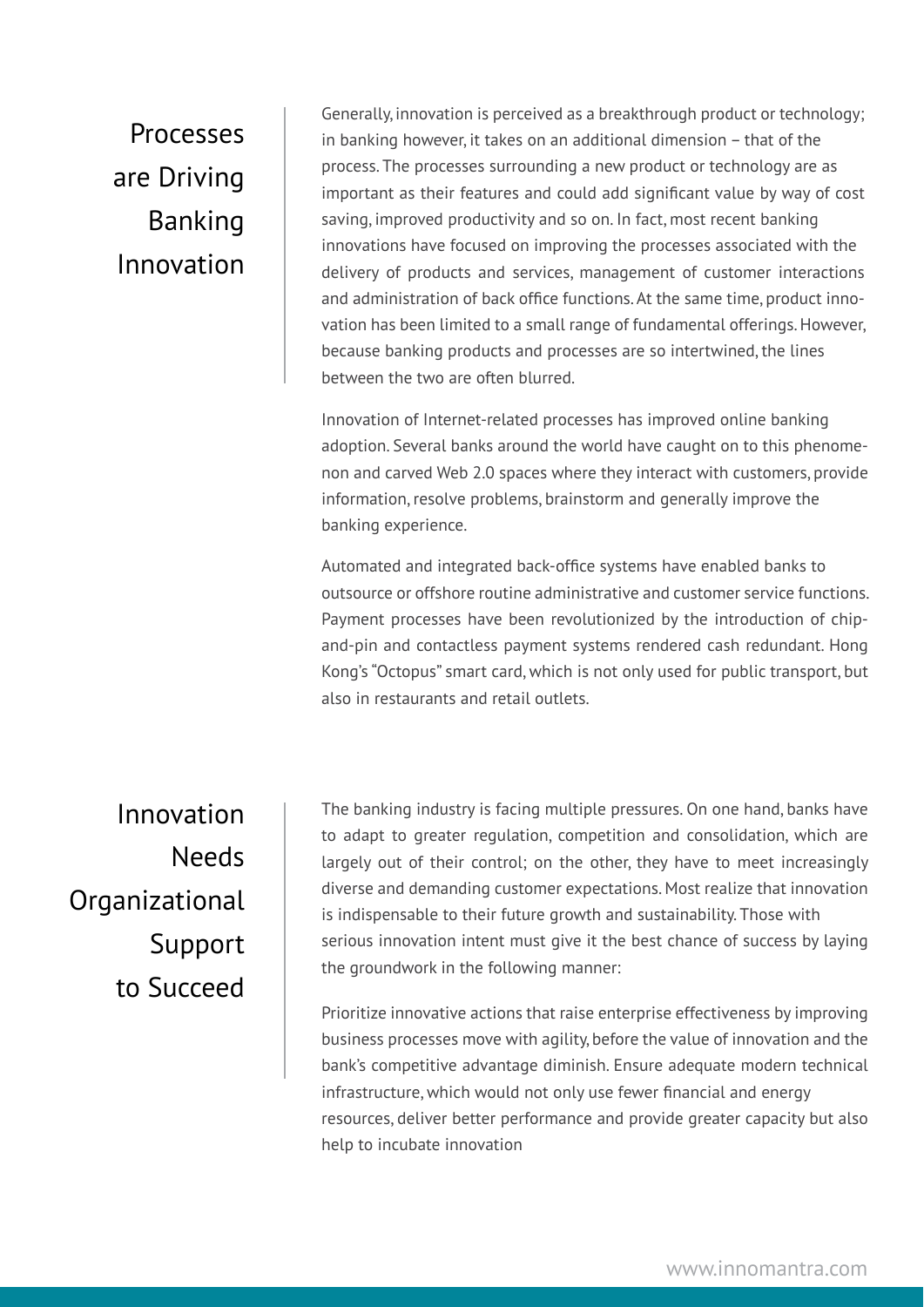## Processes are Driving Banking Innovation

Generally, innovation is perceived as a breakthrough product or technology; in banking however, it takes on an additional dimension – that of the process. The processes surrounding a new product or technology are as important as their features and could add significant value by way of cost saving, improved productivity and so on. In fact, most recent banking innovations have focused on improving the processes associated with the delivery of products and services, management of customer interactions and administration of back office functions. At the same time, product innovation has been limited to a small range of fundamental offerings. However, because banking products and processes are so intertwined, the lines between the two are often blurred.

Innovation of Internet-related processes has improved online banking adoption. Several banks around the world have caught on to this phenomenon and carved Web 2.0 spaces where they interact with customers, provide information, resolve problems, brainstorm and generally improve the banking experience.

Automated and integrated back-office systems have enabled banks to outsource or offshore routine administrative and customer service functions. Payment processes have been revolutionized by the introduction of chip-and-pin and contactless payment systems rendered cash redundant. Hong Kong's "Octopus" smart card, which is not only used for public transport, but also in restaurants and retail outlets.

## Innovation Needs Organizational Support to Succeed

The banking industry is facing multiple pressures. On one hand, banks have to adapt to greater regulation, competition and consolidation, which are largely out of their control; on the other, they have to meet increasingly diverse and demanding customer expectations. Most realize that innovation is indispensable to their future growth and sustainability. Those with serious innovation intent must give it the best chance of success by laying the groundwork in the following manner:

Prioritize innovative actions that raise enterprise effectiveness by improving business processes move with agility, before the value of innovation and the bank's competitive advantage diminish. Ensure adequate modern technical infrastructure, which would not only use fewer financial and energy resources, deliver better performance and provide greater capacity but also help to incubate innovation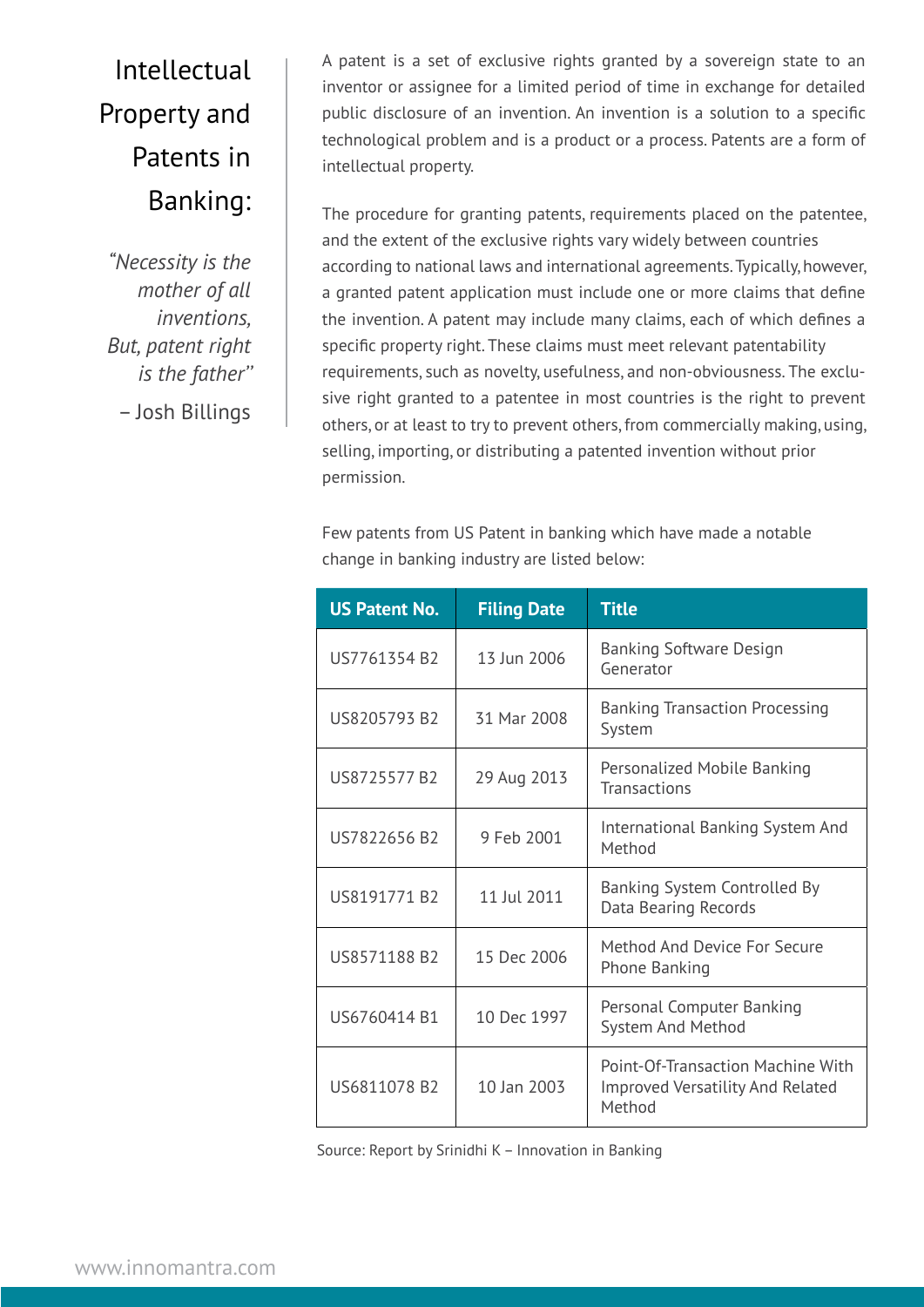# Intellectual Property and Patents in Banking:

*"Necessity is the mother of all inventions, But, patent right is the father"*

– Josh Billings

A patent is a set of exclusive rights granted by a sovereign state to an inventor or assignee for a limited period of time in exchange for detailed public disclosure of an invention. An invention is a solution to a specific technological problem and is a product or a process. Patents are a form of intellectual property.

The procedure for granting patents, requirements placed on the patentee, and the extent of the exclusive rights vary widely between countries according to national laws and international agreements. Typically, however, a granted patent application must include one or more claims that define the invention. A patent may include many claims, each of which defines a specific property right. These claims must meet relevant patentability requirements, such as novelty, usefulness, and non-obviousness. The exclusive right granted to a patentee in most countries is the right to prevent others, or at least to try to prevent others, from commercially making, using, selling, importing, or distributing a patented invention without prior permission.

Few patents from US Patent in banking which have made a notable change in banking industry are listed below:

| US Patent No. | Filing Date | Title |
|---|---|---|
| US7761354 B2 | 13 Jun 2006 | Banking Software Design Generator |
| US8205793 B2 | 31 Mar 2008 | Banking Transaction Processing System |
| US8725577 B2 | 29 Aug 2013 | Personalized Mobile Banking Transactions |
| US7822656 B2 | 9 Feb 2001 | International Banking System And Method |
| US8191771 B2 | 11 Jul 2011 | Banking System Controlled By Data Bearing Records |
| US8571188 B2 | 15 Dec 2006 | Method And Device For Secure Phone Banking |
| US6760414 B1 | 10 Dec 1997 | Personal Computer Banking System And Method |
| US6811078 B2 | 10 Jan 2003 | Point-Of-Transaction Machine With Improved Versatility And Related Method |

Source: Report by Srinidhi K – Innovation in Banking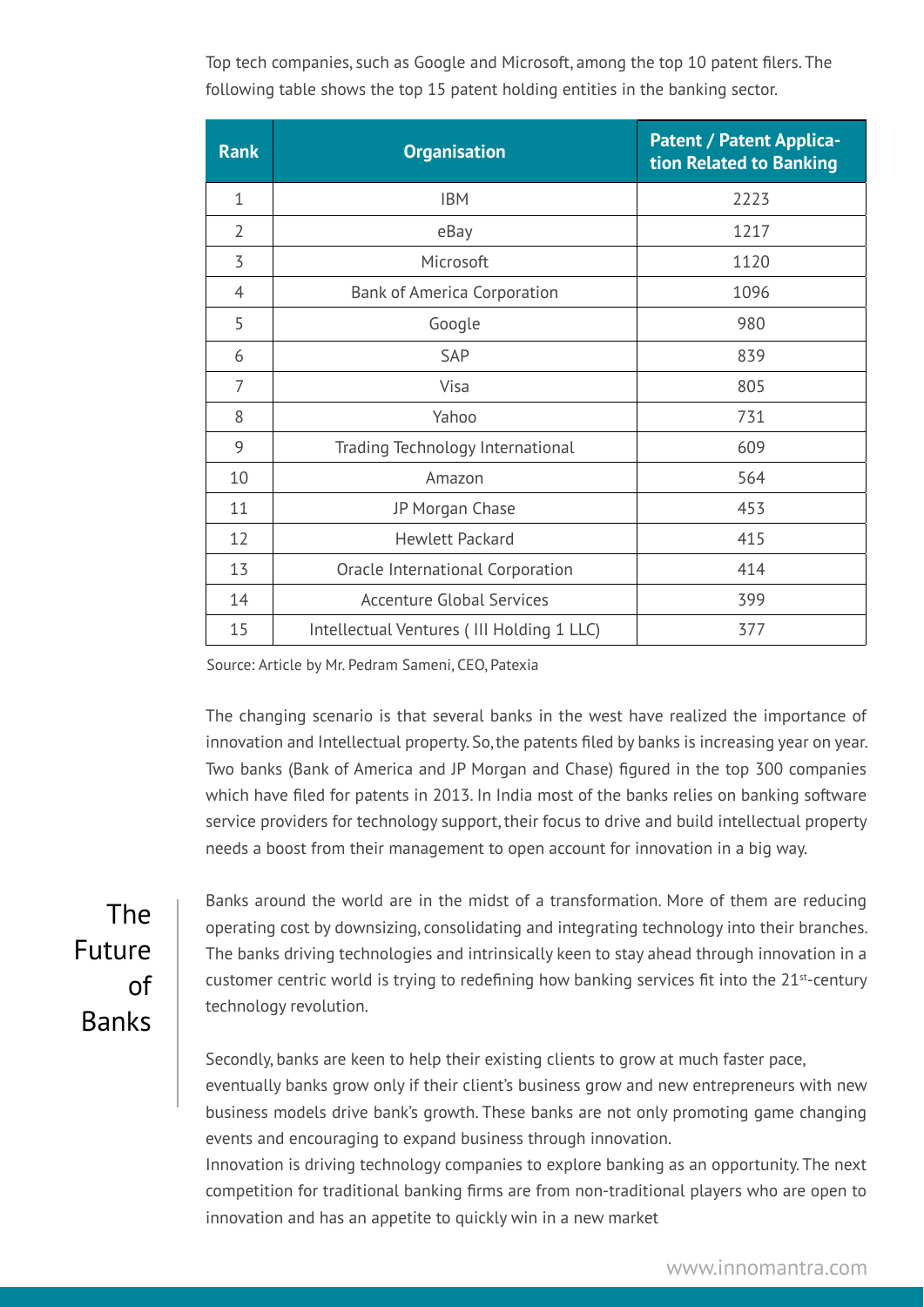Top tech companies, such as Google and Microsoft, among the top 10 patent filers. The following table shows the top 15 patent holding entities in the banking sector.

| Rank | Organisation | Patent / Patent Application Related to Banking |
|---|---|---|
| 1 | IBM | 2223 |
| 2 | eBay | 1217 |
| 3 | Microsoft | 1120 |
| 4 | Bank of America Corporation | 1096 |
| 5 | Google | 980 |
| 6 | SAP | 839 |
| 7 | Visa | 805 |
| 8 | Yahoo | 731 |
| 9 | Trading Technology International | 609 |
| 10 | Amazon | 564 |
| 11 | JP Morgan Chase | 453 |
| 12 | Hewlett Packard | 415 |
| 13 | Oracle International Corporation | 414 |
| 14 | Accenture Global Services | 399 |
| 15 | Intellectual Ventures ( III Holding 1 LLC) | 377 |

Source: Article by Mr. Pedram Sameni, CEO, Patexia

The changing scenario is that several banks in the west have realized the importance of innovation and Intellectual property. So, the patents filed by banks is increasing year on year. Two banks (Bank of America and JP Morgan and Chase) figured in the top 300 companies which have filed for patents in 2013. In India most of the banks relies on banking software service providers for technology support, their focus to drive and build intellectual property needs a boost from their management to open account for innovation in a big way.

## The Future of Banks

Banks around the world are in the midst of a transformation. More of them are reducing operating cost by downsizing, consolidating and integrating technology into their branches. The banks driving technologies and intrinsically keen to stay ahead through innovation in a customer centric world is trying to redefining how banking services fit into the 21st-century technology revolution.

Secondly, banks are keen to help their existing clients to grow at much faster pace, eventually banks grow only if their client's business grow and new entrepreneurs with new business models drive bank's growth. These banks are not only promoting game changing events and encouraging to expand business through innovation.
Innovation is driving technology companies to explore banking as an opportunity. The next competition for traditional banking firms are from non-traditional players who are open to innovation and has an appetite to quickly win in a new market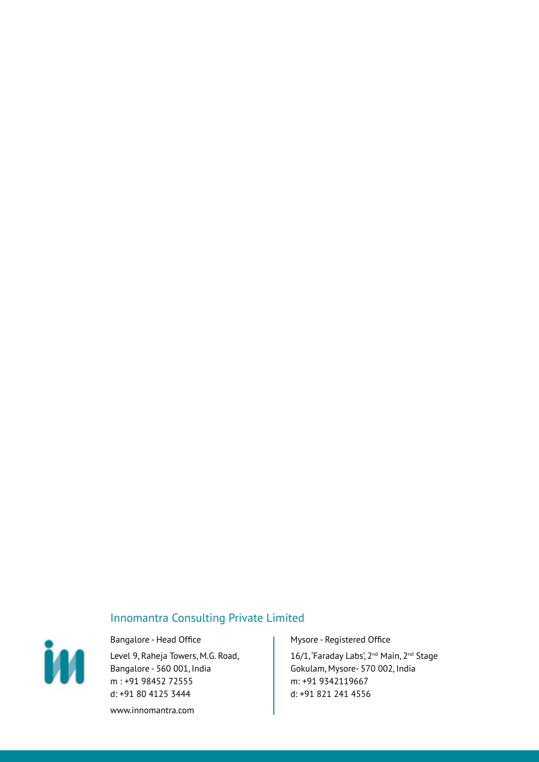## Innomantra Consulting Private Limited

Bangalore - Head Office

Level 9, Raheja Towers, M.G. Road,
Bangalore - 560 001, India
m : +91 98452 72555
d: +91 80 4125 3444

www.innomantra.com

Mysore - Registered Office

16/1, 'Faraday Labs', 2nd Main, 2nd Stage
Gokulam, Mysore- 570 002, India
m: +91 9342119667
d: +91 821 241 4556